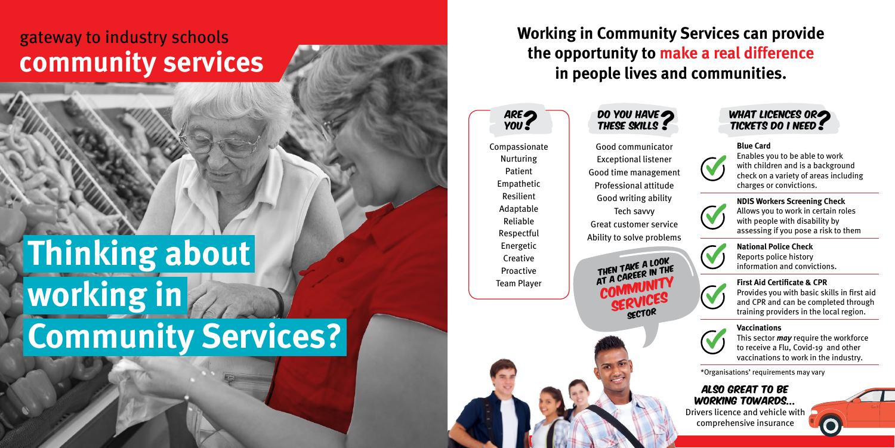gateway to industry schools

# community services

# Thinking about working in Community Services?

## Working in Community Services can provide the opportunity to **make a real difference** in people lives and communities.

### ARE YOU?

- Compassionate
- Nurturing
- Patient
- Empathetic
- Resilient
- Adaptable
- Reliable
- Respectful
- Energetic
- Creative
- Proactive
- Team Player

### DO YOU HAVE THESE SKILLS?

- Good communicator
- Exceptional listener
- Good time management
- Professional attitude
- Good writing ability
- Tech savvy
- Great customer service
- Ability to solve problems

THEN TAKE A LOOK AT A CAREER IN THE COMMUNITY SERVICES SECTOR

### WHAT LICENCES OR TICKETS DO I NEED?

**Blue Card**
Enables you to be able to work with children and is a background check on a variety of areas including charges or convictions.

**NDIS Workers Screening Check**
Allows you to work in certain roles with people with disability by assessing if you pose a risk to them

**National Police Check**
Reports police history information and convictions.

**First Aid Certificate & CPR**
Provides you with basic skills in first aid and CPR and can be completed through training providers in the local region.

**Vaccinations**
This sector ***may*** require the workforce to receive a Flu, Covid-19 and other vaccinations to work in the industry.

*Organisations' requirements may vary

### ALSO GREAT TO BE WORKING TOWARDS...

Drivers licence and vehicle with comprehensive insurance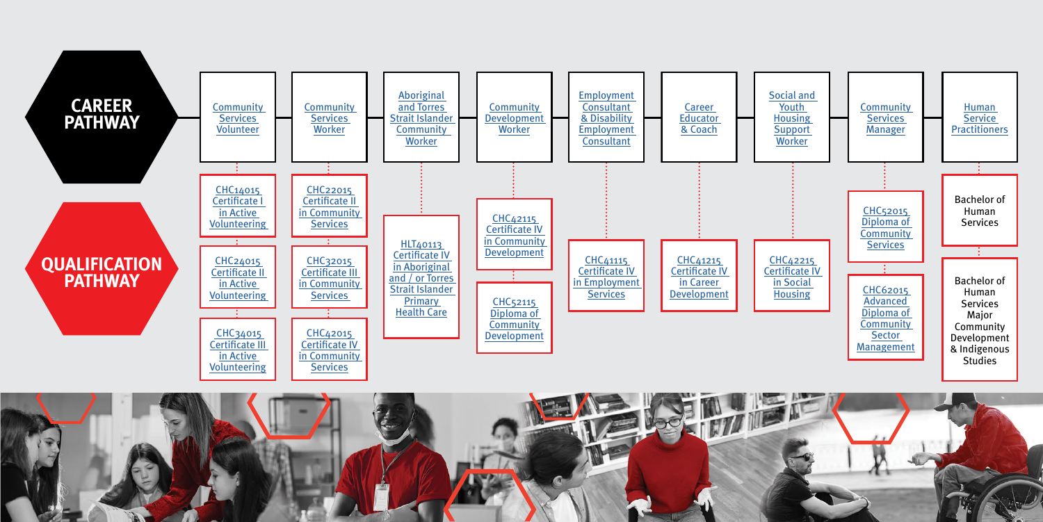# CAREER PATHWAY

Community Services Volunteer — Community Services Worker — Aboriginal and Torres Strait Islander Community Worker — Community Development Worker — Employment Consultant & Disability Employment Consultant — Career Educator & Coach — Social and Youth Housing Support Worker — Community Services Manager — Human Service Practitioners

# QUALIFICATION PATHWAY

**Community Services Volunteer**

- CHC14015 Certificate I in Active Volunteering
- CHC24015 Certificate II in Active Volunteering
- CHC34015 Certificate III in Active Volunteering

**Community Services Worker**

- CHC22015 Certificate II in Community Services
- CHC32015 Certificate III in Community Services
- CHC42015 Certificate IV in Community Services

**Aboriginal and Torres Strait Islander Community Worker**

- HLT40113 Certificate IV in Aboriginal and / or Torres Strait Islander Primary Health Care

**Community Development Worker**

- CHC42115 Certificate IV in Community Development
- CHC52115 Diploma of Community Development

**Employment Consultant & Disability Employment Consultant**

- CHC41115 Certificate IV in Employment Services

**Career Educator & Coach**

- CHC41215 Certificate IV in Career Development

**Social and Youth Housing Support Worker**

- CHC42215 Certificate IV in Social Housing

**Community Services Manager**

- CHC52015 Diploma of Community Services
- CHC62015 Advanced Diploma of Community Sector Management

**Human Service Practitioners**

- Bachelor of Human Services
- Bachelor of Human Services Major Community Development & Indigenous Studies